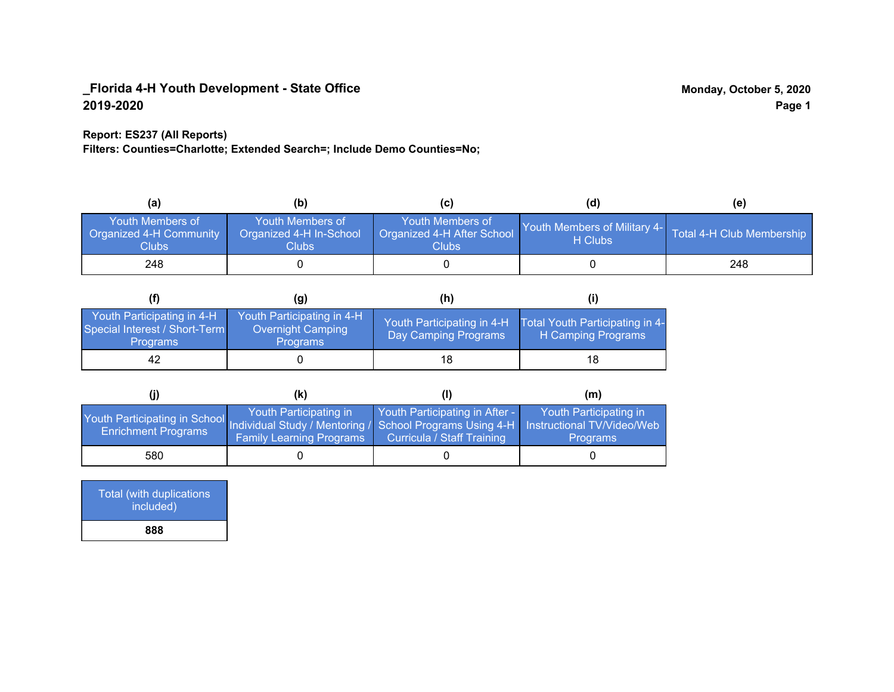**_Florida 4-H Youth Development - State Office**
**2019-2020**

**Monday, October 5, 2020**

**Report: ES237 (All Reports)**
**Filters: Counties=Charlotte; Extended Search=; Include Demo Counties=No;**

| (a) | (b) | (c) | (d) | (e) |
|---|---|---|---|---|
| Youth Members of Organized 4-H Community Clubs | Youth Members of Organized 4-H In-School Clubs | Youth Members of Organized 4-H After School Clubs | Youth Members of Military 4-H Clubs | Total 4-H Club Membership |
| 248 | 0 | 0 | 0 | 248 |

| (f) | (g) | (h) | (i) |
|---|---|---|---|
| Youth Participating in 4-H Special Interest / Short-Term Programs | Youth Participating in 4-H Overnight Camping Programs | Youth Participating in 4-H Day Camping Programs | Total Youth Participating in 4-H Camping Programs |
| 42 | 0 | 18 | 18 |

| (j) | (k) | (l) | (m) |
|---|---|---|---|
| Youth Participating in School Enrichment Programs | Youth Participating in Individual Study / Mentoring / Family Learning Programs | Youth Participating in After - School Programs Using 4-H Curricula / Staff Training | Youth Participating in Instructional TV/Video/Web Programs |
| 580 | 0 | 0 | 0 |

| Total (with duplications included) |
|---|
| **888** |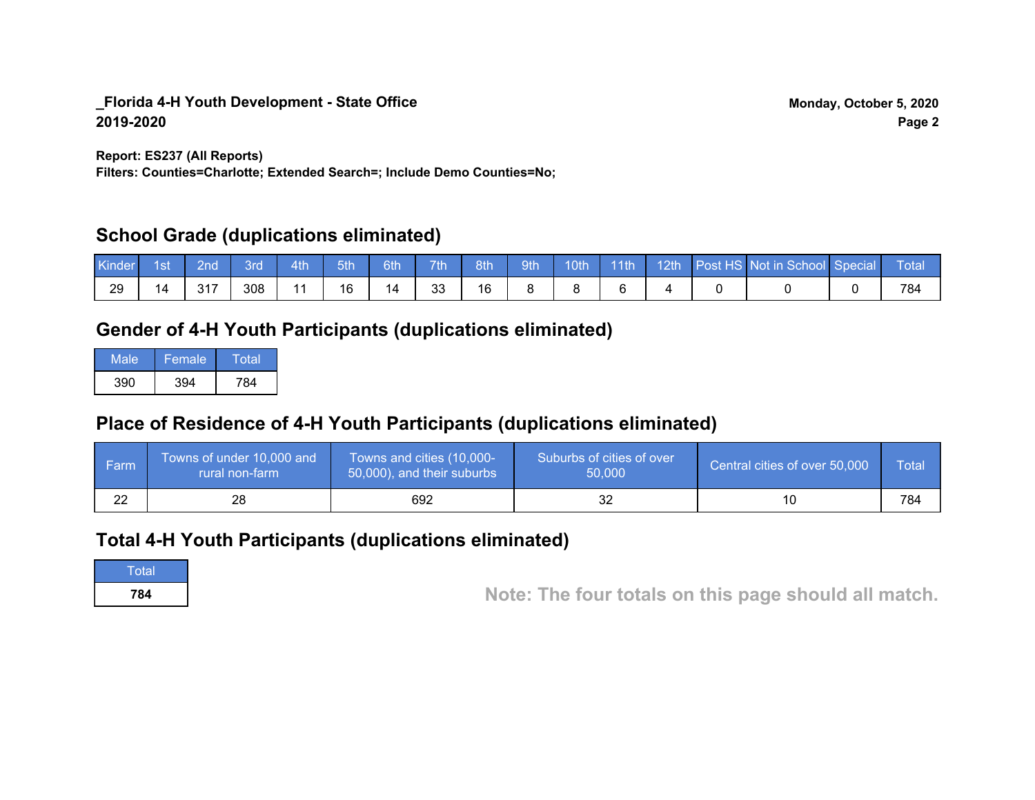**_Florida 4-H Youth Development - State Office**
**2019-2020**

**Monday, October 5, 2020**

**Report: ES237 (All Reports)**
**Filters: Counties=Charlotte; Extended Search=; Include Demo Counties=No;**

## School Grade (duplications eliminated)

| Kinder | 1st | 2nd | 3rd | 4th | 5th | 6th | 7th | 8th | 9th | 10th | 11th | 12th | Post HS | Not in School | Special | Total |
|---|---|---|---|---|---|---|---|---|---|---|---|---|---|---|---|---|
| 29 | 14 | 317 | 308 | 11 | 16 | 14 | 33 | 16 | 8 | 8 | 6 | 4 | 0 | 0 | 0 | 784 |

## Gender of 4-H Youth Participants (duplications eliminated)

| Male | Female | Total |
|---|---|---|
| 390 | 394 | 784 |

## Place of Residence of 4-H Youth Participants (duplications eliminated)

| Farm | Towns of under 10,000 and rural non-farm | Towns and cities (10,000-50,000), and their suburbs | Suburbs of cities of over 50,000 | Central cities of over 50,000 | Total |
|---|---|---|---|---|---|
| 22 | 28 | 692 | 32 | 10 | 784 |

## Total 4-H Youth Participants (duplications eliminated)

| Total |
|---|
| **784** |

**Note: The four totals on this page should all match.**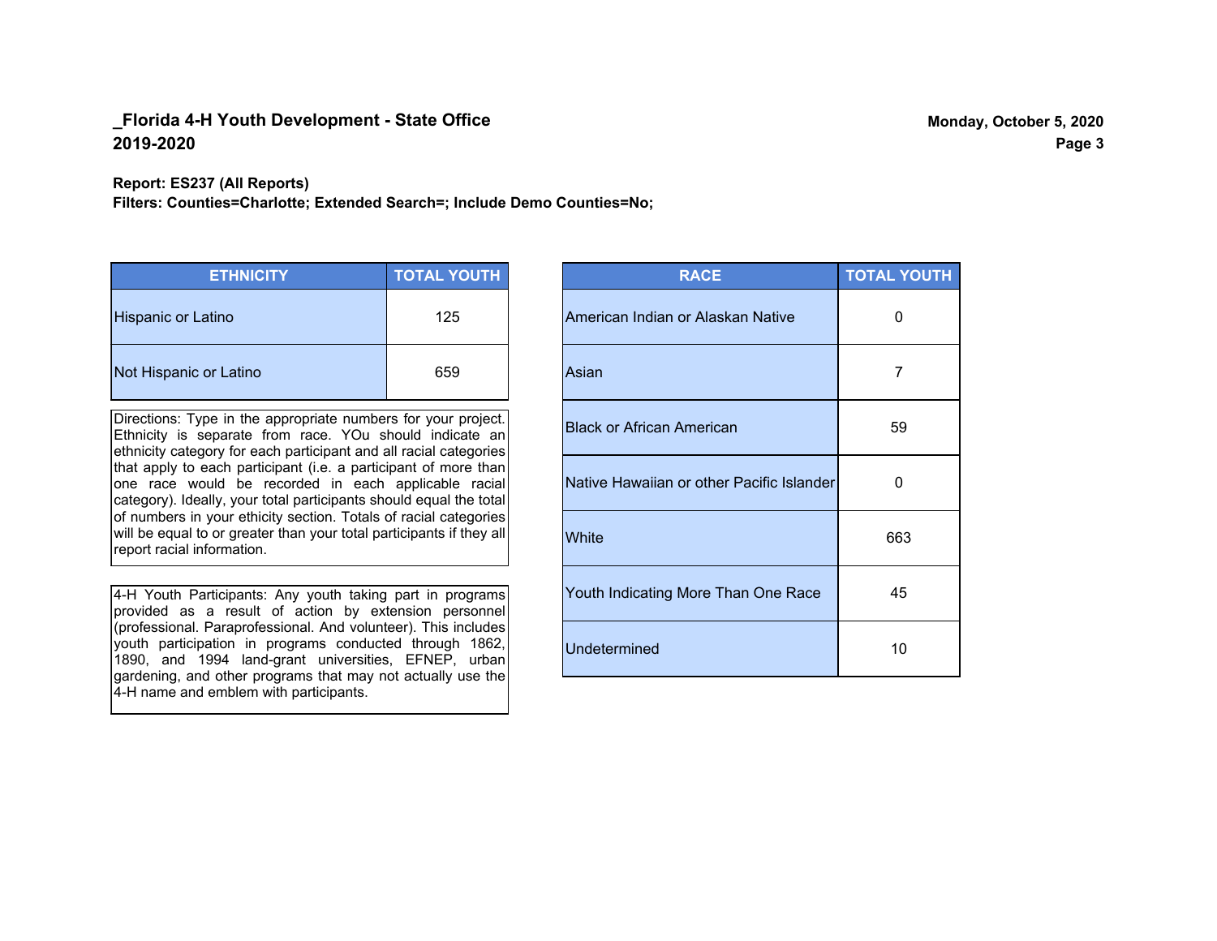**_Florida 4-H Youth Development - State Office**
**2019-2020**

**Monday, October 5, 2020**

**Report: ES237 (All Reports)**
**Filters: Counties=Charlotte; Extended Search=; Include Demo Counties=No;**

| ETHNICITY | TOTAL YOUTH |
|---|---|
| Hispanic or Latino | 125 |
| Not Hispanic or Latino | 659 |

Directions: Type in the appropriate numbers for your project. Ethnicity is separate from race. YOu should indicate an ethnicity category for each participant and all racial categories that apply to each participant (i.e. a participant of more than one race would be recorded in each applicable racial category). Ideally, your total participants should equal the total of numbers in your ethicity section. Totals of racial categories will be equal to or greater than your total participants if they all report racial information.

4-H Youth Participants: Any youth taking part in programs provided as a result of action by extension personnel (professional. Paraprofessional. And volunteer). This includes youth participation in programs conducted through 1862, 1890, and 1994 land-grant universities, EFNEP, urban gardening, and other programs that may not actually use the 4-H name and emblem with participants.

| RACE | TOTAL YOUTH |
|---|---|
| American Indian or Alaskan Native | 0 |
| Asian | 7 |
| Black or African American | 59 |
| Native Hawaiian or other Pacific Islander | 0 |
| White | 663 |
| Youth Indicating More Than One Race | 45 |
| Undetermined | 10 |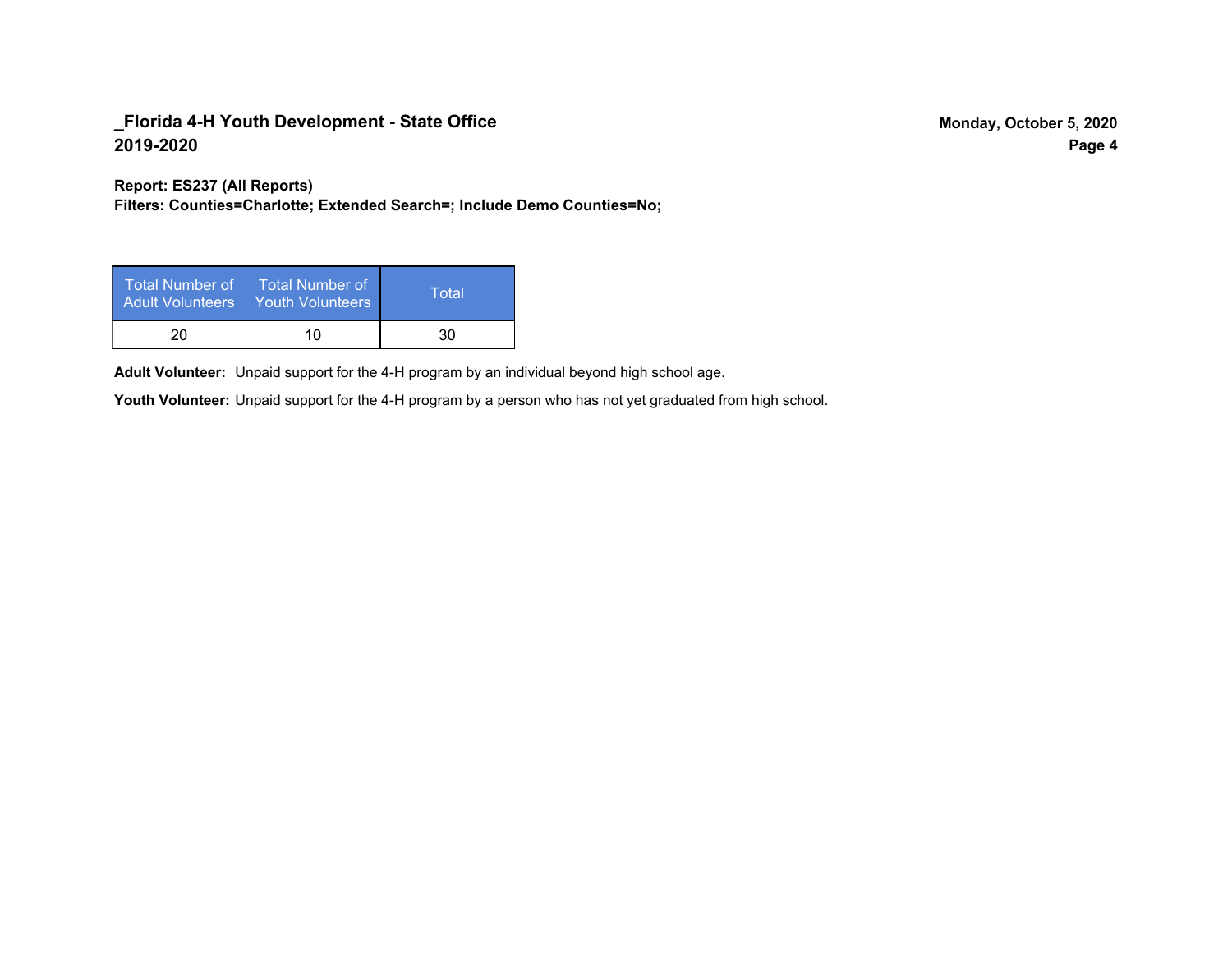## _Florida 4-H Youth Development - State Office
## 2019-2020

Monday, October 5, 2020

**Report: ES237 (All Reports)**
**Filters: Counties=Charlotte; Extended Search=; Include Demo Counties=No;**

| Total Number of Adult Volunteers | Total Number of Youth Volunteers | Total |
|---|---|---|
| 20 | 10 | 30 |

**Adult Volunteer:** Unpaid support for the 4-H program by an individual beyond high school age.

**Youth Volunteer:** Unpaid support for the 4-H program by a person who has not yet graduated from high school.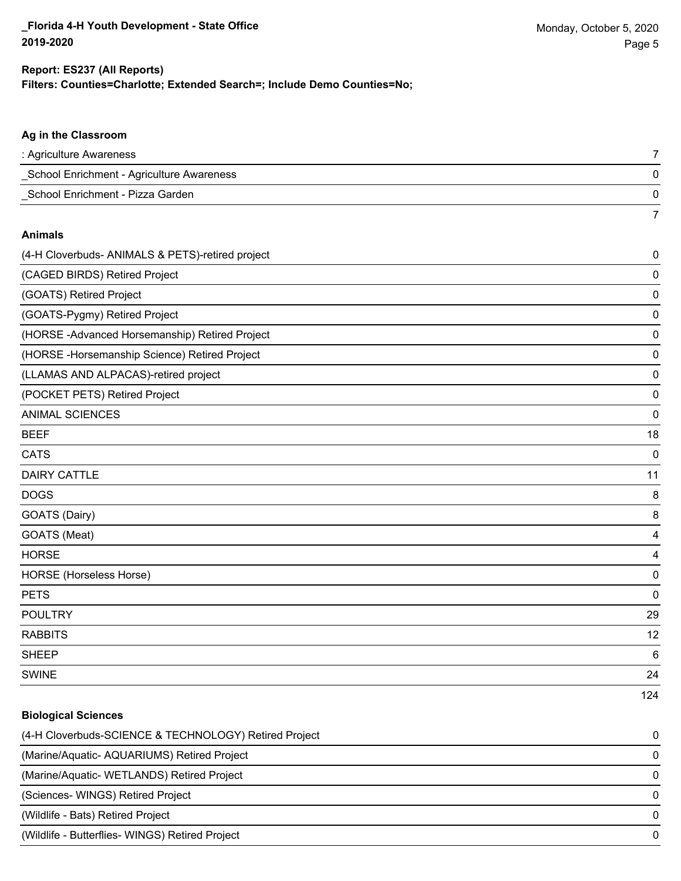**Report: ES237 (All Reports)**

**Filters: Counties=Charlotte; Extended Search=; Include Demo Counties=No;**

### Ag in the Classroom

| | |
|---|---|
| : Agriculture Awareness | 7 |
| _School Enrichment - Agriculture Awareness | 0 |
| _School Enrichment - Pizza Garden | 0 |
| | 7 |

### Animals

| | |
|---|---|
| (4-H Cloverbuds- ANIMALS & PETS)-retired project | 0 |
| (CAGED BIRDS) Retired Project | 0 |
| (GOATS) Retired Project | 0 |
| (GOATS-Pygmy) Retired Project | 0 |
| (HORSE -Advanced Horsemanship) Retired Project | 0 |
| (HORSE -Horsemanship Science) Retired Project | 0 |
| (LLAMAS AND ALPACAS)-retired project | 0 |
| (POCKET PETS) Retired Project | 0 |
| ANIMAL SCIENCES | 0 |
| BEEF | 18 |
| CATS | 0 |
| DAIRY CATTLE | 11 |
| DOGS | 8 |
| GOATS (Dairy) | 8 |
| GOATS (Meat) | 4 |
| HORSE | 4 |
| HORSE (Horseless Horse) | 0 |
| PETS | 0 |
| POULTRY | 29 |
| RABBITS | 12 |
| SHEEP | 6 |
| SWINE | 24 |
| | 124 |

### Biological Sciences

| | |
|---|---|
| (4-H Cloverbuds-SCIENCE & TECHNOLOGY) Retired Project | 0 |
| (Marine/Aquatic- AQUARIUMS) Retired Project | 0 |
| (Marine/Aquatic- WETLANDS) Retired Project | 0 |
| (Sciences- WINGS) Retired Project | 0 |
| (Wildlife - Bats) Retired Project | 0 |
| (Wildlife - Butterflies- WINGS) Retired Project | 0 |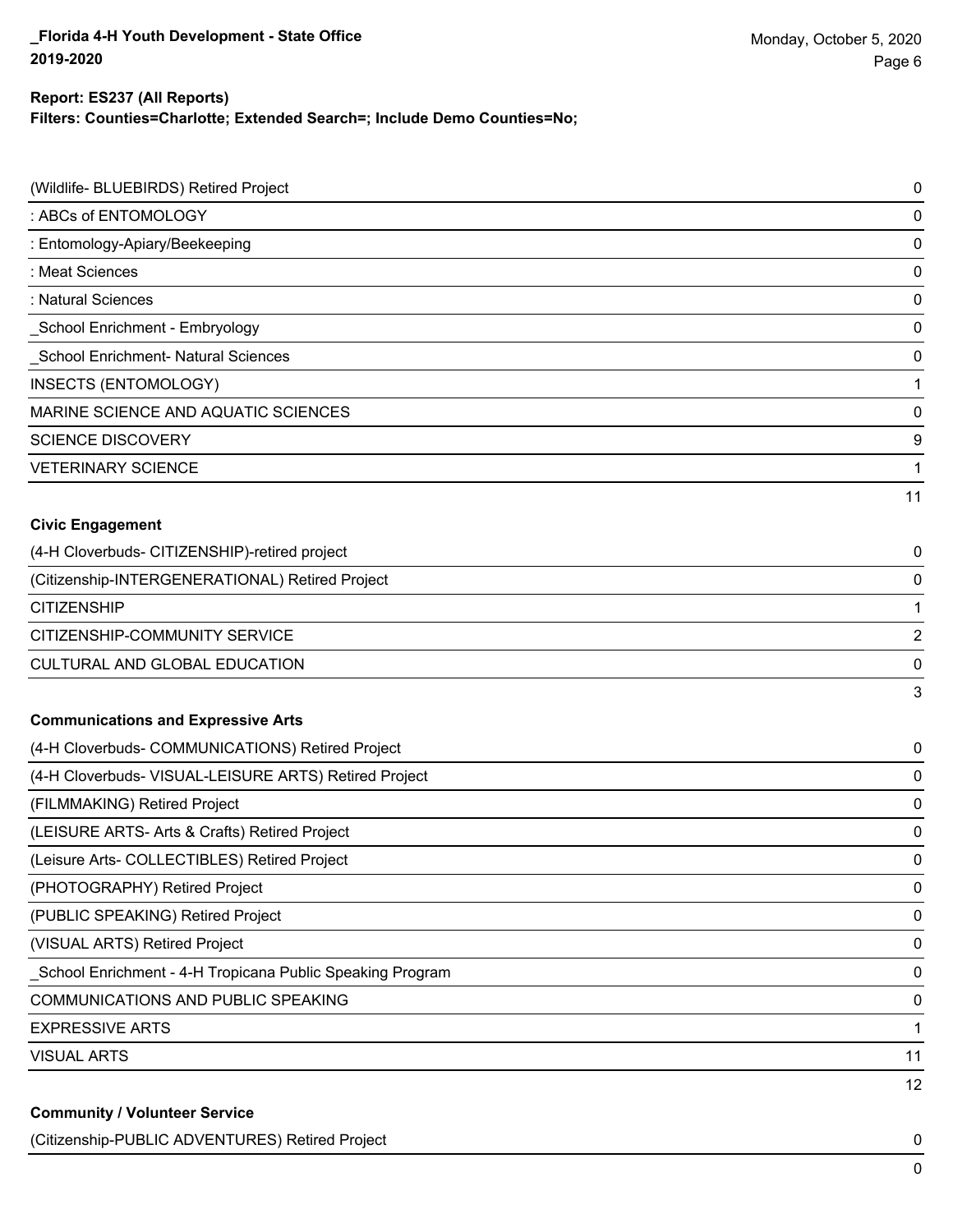**Report: ES237 (All Reports)**
**Filters: Counties=Charlotte; Extended Search=; Include Demo Counties=No;**

| | |
|---|---|
| (Wildlife- BLUEBIRDS) Retired Project | 0 |
| : ABCs of ENTOMOLOGY | 0 |
| : Entomology-Apiary/Beekeeping | 0 |
| : Meat Sciences | 0 |
| : Natural Sciences | 0 |
| _School Enrichment - Embryology | 0 |
| _School Enrichment- Natural Sciences | 0 |
| INSECTS (ENTOMOLOGY) | 1 |
| MARINE SCIENCE AND AQUATIC SCIENCES | 0 |
| SCIENCE DISCOVERY | 9 |
| VETERINARY SCIENCE | 1 |
| | 11 |

**Civic Engagement**

| | |
|---|---|
| (4-H Cloverbuds- CITIZENSHIP)-retired project | 0 |
| (Citizenship-INTERGENERATIONAL) Retired Project | 0 |
| CITIZENSHIP | 1 |
| CITIZENSHIP-COMMUNITY SERVICE | 2 |
| CULTURAL AND GLOBAL EDUCATION | 0 |
| | 3 |

**Communications and Expressive Arts**

| | |
|---|---|
| (4-H Cloverbuds- COMMUNICATIONS) Retired Project | 0 |
| (4-H Cloverbuds- VISUAL-LEISURE ARTS) Retired Project | 0 |
| (FILMMAKING) Retired Project | 0 |
| (LEISURE ARTS- Arts & Crafts) Retired Project | 0 |
| (Leisure Arts- COLLECTIBLES) Retired Project | 0 |
| (PHOTOGRAPHY) Retired Project | 0 |
| (PUBLIC SPEAKING) Retired Project | 0 |
| (VISUAL ARTS) Retired Project | 0 |
| _School Enrichment - 4-H Tropicana Public Speaking Program | 0 |
| COMMUNICATIONS AND PUBLIC SPEAKING | 0 |
| EXPRESSIVE ARTS | 1 |
| VISUAL ARTS | 11 |
| | 12 |

**Community / Volunteer Service**

| | |
|---|---|
| (Citizenship-PUBLIC ADVENTURES) Retired Project | 0 |
| | 0 |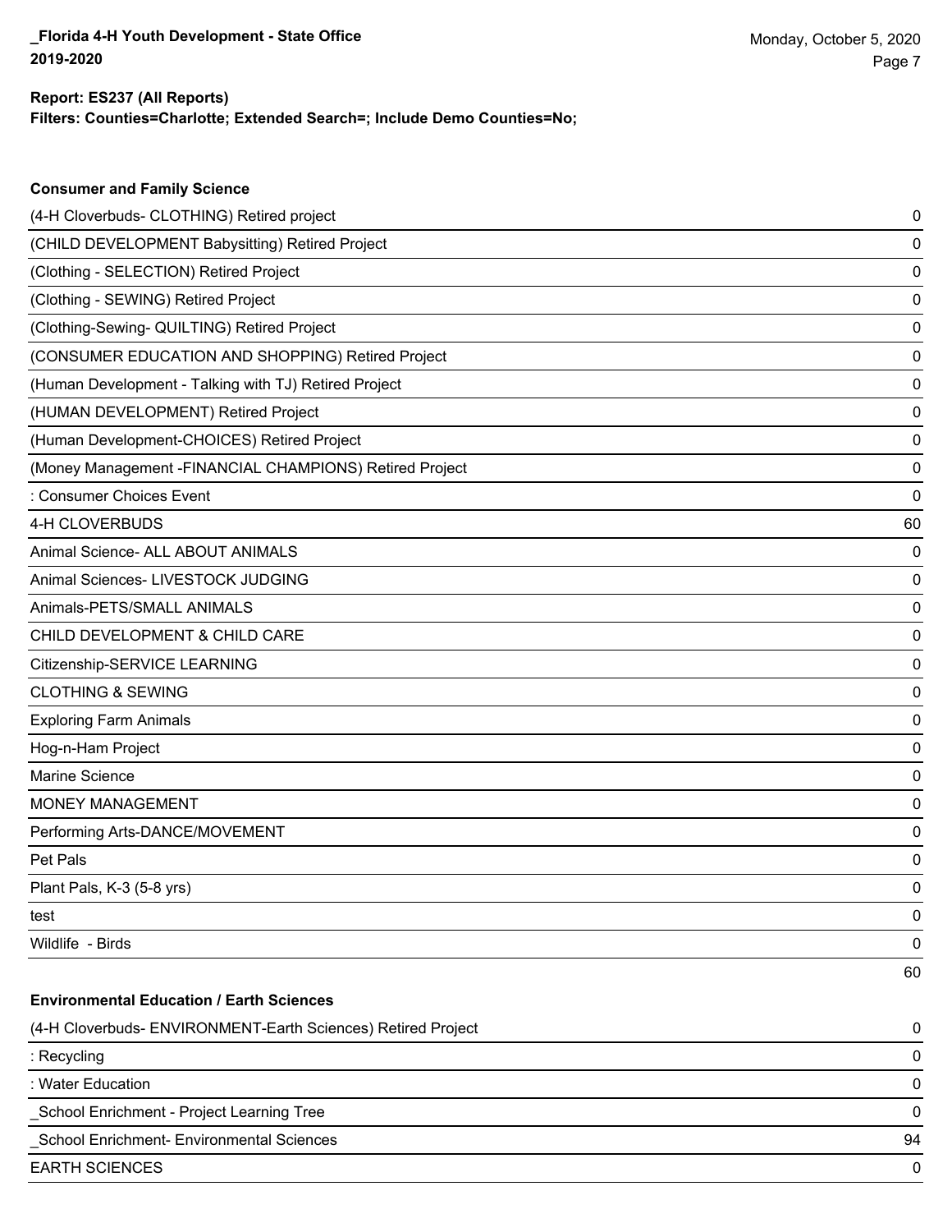**Report: ES237 (All Reports)**
**Filters: Counties=Charlotte; Extended Search=; Include Demo Counties=No;**

### Consumer and Family Science

| | |
|---|---|
| (4-H Cloverbuds- CLOTHING) Retired project | 0 |
| (CHILD DEVELOPMENT Babysitting) Retired Project | 0 |
| (Clothing - SELECTION) Retired Project | 0 |
| (Clothing - SEWING) Retired Project | 0 |
| (Clothing-Sewing- QUILTING) Retired Project | 0 |
| (CONSUMER EDUCATION AND SHOPPING) Retired Project | 0 |
| (Human Development - Talking with TJ) Retired Project | 0 |
| (HUMAN DEVELOPMENT) Retired Project | 0 |
| (Human Development-CHOICES) Retired Project | 0 |
| (Money Management -FINANCIAL CHAMPIONS) Retired Project | 0 |
| : Consumer Choices Event | 0 |
| 4-H CLOVERBUDS | 60 |
| Animal Science- ALL ABOUT ANIMALS | 0 |
| Animal Sciences- LIVESTOCK JUDGING | 0 |
| Animals-PETS/SMALL ANIMALS | 0 |
| CHILD DEVELOPMENT & CHILD CARE | 0 |
| Citizenship-SERVICE LEARNING | 0 |
| CLOTHING & SEWING | 0 |
| Exploring Farm Animals | 0 |
| Hog-n-Ham Project | 0 |
| Marine Science | 0 |
| MONEY MANAGEMENT | 0 |
| Performing Arts-DANCE/MOVEMENT | 0 |
| Pet Pals | 0 |
| Plant Pals, K-3 (5-8 yrs) | 0 |
| test | 0 |
| Wildlife - Birds | 0 |
| | 60 |

### Environmental Education / Earth Sciences

| | |
|---|---|
| (4-H Cloverbuds- ENVIRONMENT-Earth Sciences) Retired Project | 0 |
| : Recycling | 0 |
| : Water Education | 0 |
| _School Enrichment - Project Learning Tree | 0 |
| _School Enrichment- Environmental Sciences | 94 |
| EARTH SCIENCES | 0 |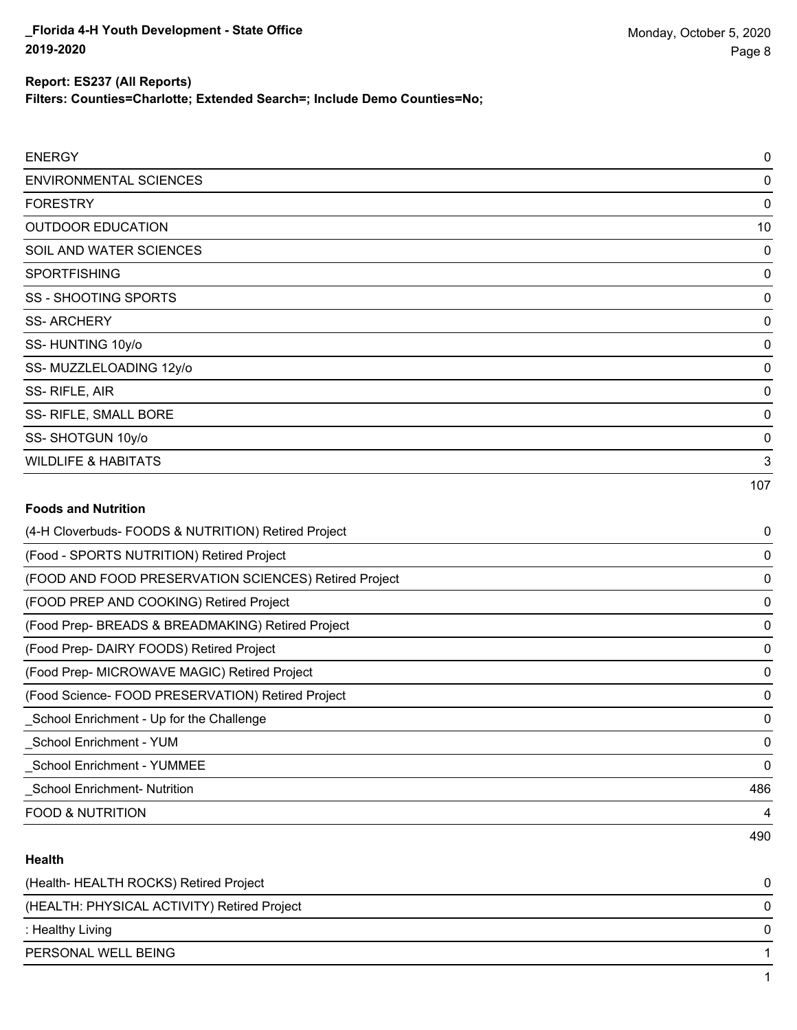**Report: ES237 (All Reports)**
**Filters: Counties=Charlotte; Extended Search=; Include Demo Counties=No;**

| | |
|---|---|
| ENERGY | 0 |
| ENVIRONMENTAL SCIENCES | 0 |
| FORESTRY | 0 |
| OUTDOOR EDUCATION | 10 |
| SOIL AND WATER SCIENCES | 0 |
| SPORTFISHING | 0 |
| SS - SHOOTING SPORTS | 0 |
| SS- ARCHERY | 0 |
| SS- HUNTING 10y/o | 0 |
| SS- MUZZLELOADING 12y/o | 0 |
| SS- RIFLE, AIR | 0 |
| SS- RIFLE, SMALL BORE | 0 |
| SS- SHOTGUN 10y/o | 0 |
| WILDLIFE & HABITATS | 3 |
| | 107 |

**Foods and Nutrition**

| | |
|---|---|
| (4-H Cloverbuds- FOODS & NUTRITION) Retired Project | 0 |
| (Food - SPORTS NUTRITION) Retired Project | 0 |
| (FOOD AND FOOD PRESERVATION SCIENCES) Retired Project | 0 |
| (FOOD PREP AND COOKING) Retired Project | 0 |
| (Food Prep- BREADS & BREADMAKING) Retired Project | 0 |
| (Food Prep- DAIRY FOODS) Retired Project | 0 |
| (Food Prep- MICROWAVE MAGIC) Retired Project | 0 |
| (Food Science- FOOD PRESERVATION) Retired Project | 0 |
| _School Enrichment - Up for the Challenge | 0 |
| _School Enrichment - YUM | 0 |
| _School Enrichment - YUMMEE | 0 |
| _School Enrichment- Nutrition | 486 |
| FOOD & NUTRITION | 4 |
| | 490 |

**Health**

| | |
|---|---|
| (Health- HEALTH ROCKS) Retired Project | 0 |
| (HEALTH: PHYSICAL ACTIVITY) Retired Project | 0 |
| : Healthy Living | 0 |
| PERSONAL WELL BEING | 1 |
| | 1 |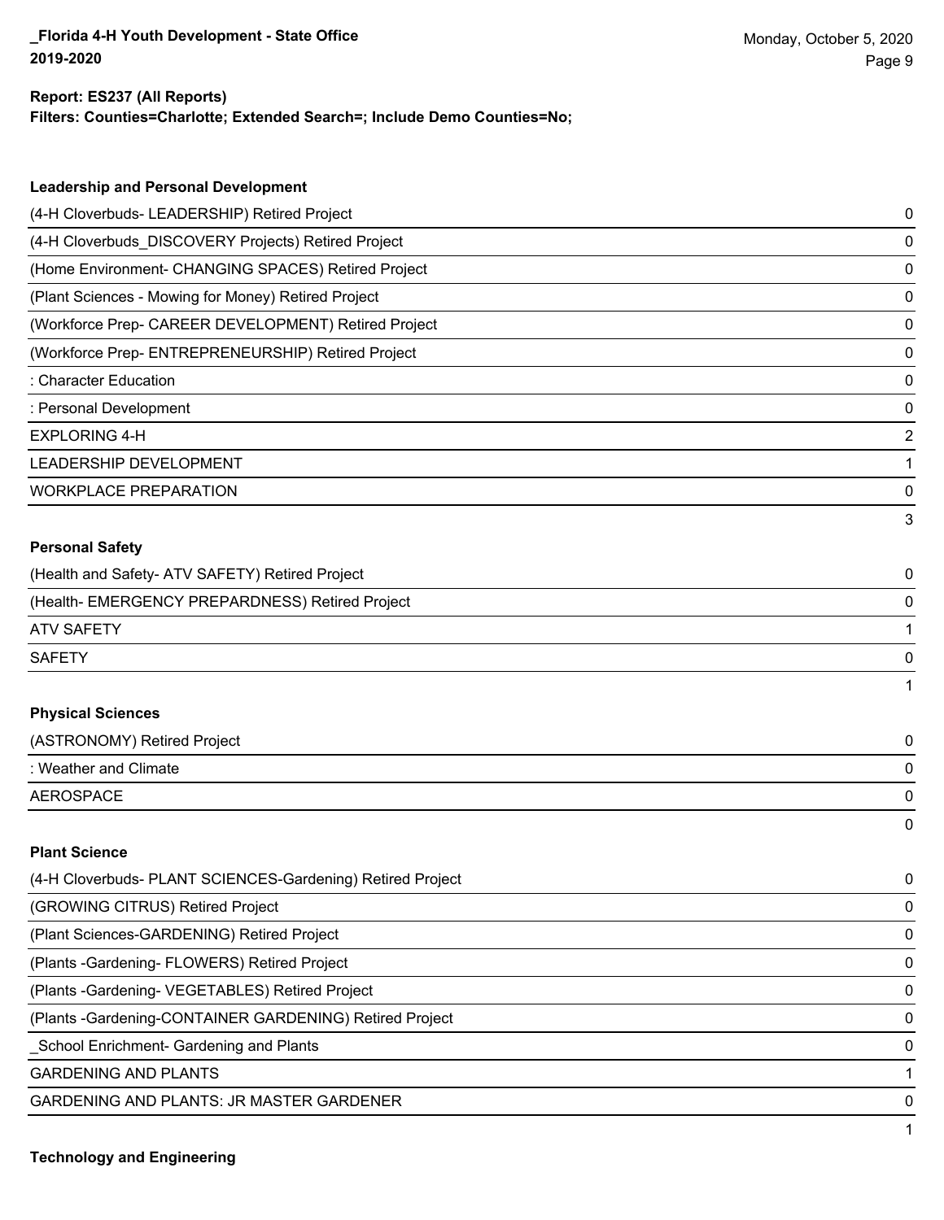**Report: ES237 (All Reports)**
**Filters: Counties=Charlotte; Extended Search=; Include Demo Counties=No;**

### Leadership and Personal Development

| | |
|---|---|
| (4-H Cloverbuds- LEADERSHIP) Retired Project | 0 |
| (4-H Cloverbuds_DISCOVERY Projects) Retired Project | 0 |
| (Home Environment- CHANGING SPACES) Retired Project | 0 |
| (Plant Sciences - Mowing for Money) Retired Project | 0 |
| (Workforce Prep- CAREER DEVELOPMENT) Retired Project | 0 |
| (Workforce Prep- ENTREPRENEURSHIP) Retired Project | 0 |
| : Character Education | 0 |
| : Personal Development | 0 |
| EXPLORING 4-H | 2 |
| LEADERSHIP DEVELOPMENT | 1 |
| WORKPLACE PREPARATION | 0 |
| | 3 |

### Personal Safety

| | |
|---|---|
| (Health and Safety- ATV SAFETY) Retired Project | 0 |
| (Health- EMERGENCY PREPARDNESS) Retired Project | 0 |
| ATV SAFETY | 1 |
| SAFETY | 0 |
| | 1 |

### Physical Sciences

| | |
|---|---|
| (ASTRONOMY) Retired Project | 0 |
| : Weather and Climate | 0 |
| AEROSPACE | 0 |
| | 0 |

### Plant Science

| | |
|---|---|
| (4-H Cloverbuds- PLANT SCIENCES-Gardening) Retired Project | 0 |
| (GROWING CITRUS) Retired Project | 0 |
| (Plant Sciences-GARDENING) Retired Project | 0 |
| (Plants -Gardening- FLOWERS) Retired Project | 0 |
| (Plants -Gardening- VEGETABLES) Retired Project | 0 |
| (Plants -Gardening-CONTAINER GARDENING) Retired Project | 0 |
| _School Enrichment- Gardening and Plants | 0 |
| GARDENING AND PLANTS | 1 |
| GARDENING AND PLANTS: JR MASTER GARDENER | 0 |
| | 1 |

### Technology and Engineering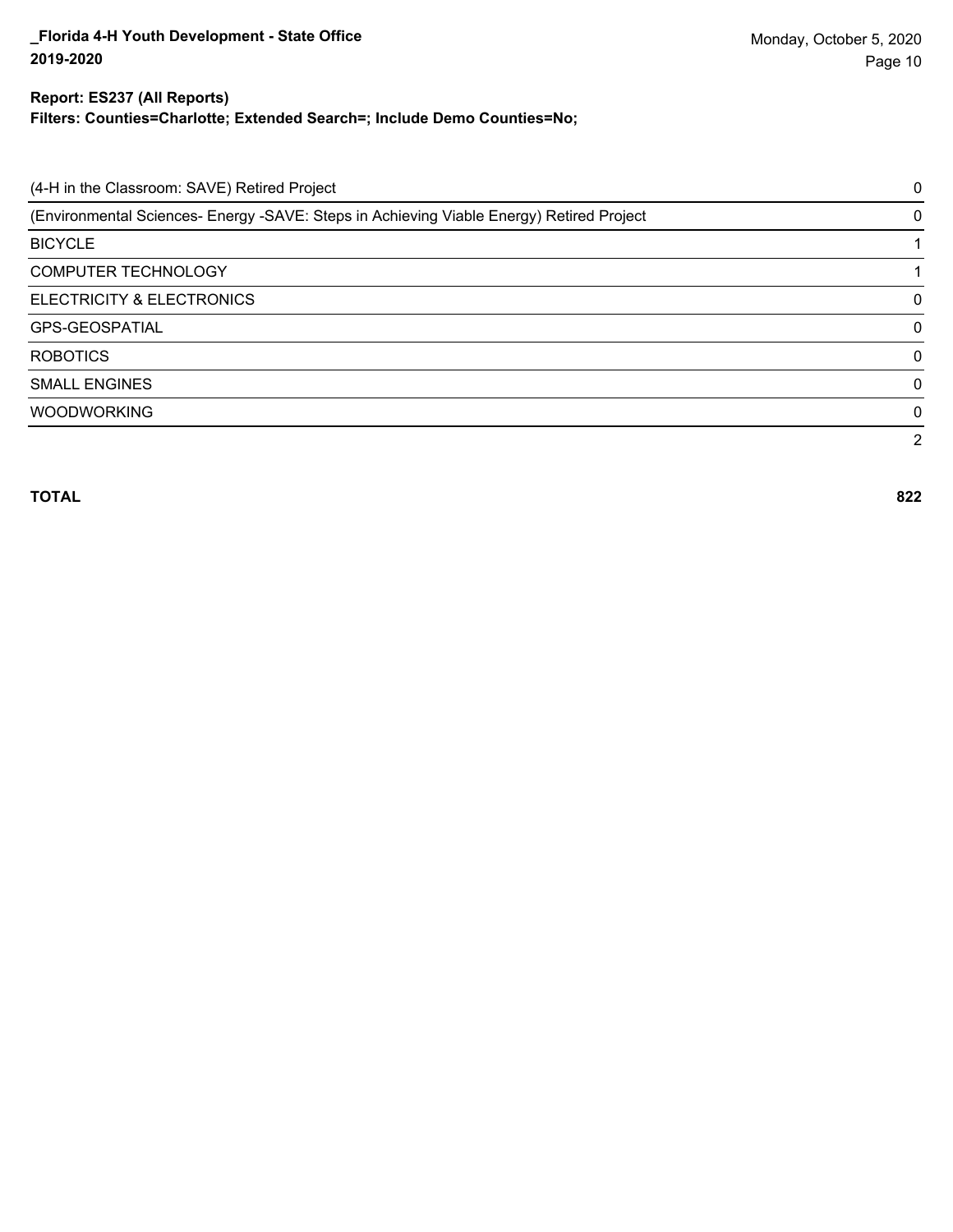**Report: ES237 (All Reports)**
**Filters: Counties=Charlotte; Extended Search=; Include Demo Counties=No;**

| | |
|---|---|
| (4-H in the Classroom: SAVE) Retired Project | 0 |
| (Environmental Sciences- Energy -SAVE: Steps in Achieving Viable Energy) Retired Project | 0 |
| BICYCLE | 1 |
| COMPUTER TECHNOLOGY | 1 |
| ELECTRICITY & ELECTRONICS | 0 |
| GPS-GEOSPATIAL | 0 |
| ROBOTICS | 0 |
| SMALL ENGINES | 0 |
| WOODWORKING | 0 |
| | 2 |

| | |
|---|---|
| **TOTAL** | **822** |